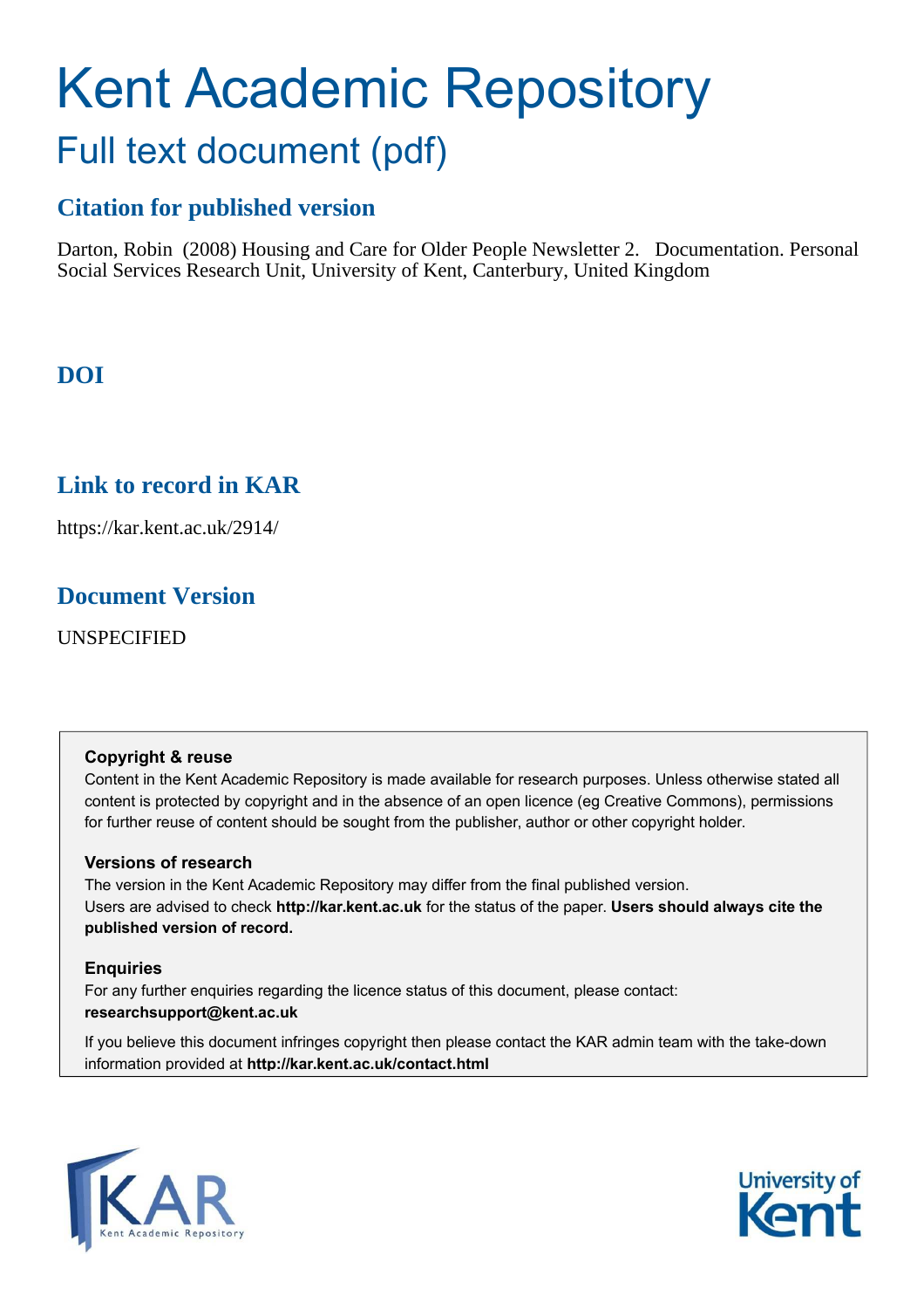# Kent Academic Repository

## Full text document (pdf)

### Citation for published version

Darton, Robin (2008) Housing and Care for Older People Newsletter 2. Documentation. Personal Social Services Research Unit, University of Kent, Canterbury, United Kingdom

### DOI

### Link to record in KAR

https://kar.kent.ac.uk/2914/

### Document Version

UNSPECIFIED

**Copyright & reuse**

Content in the Kent Academic Repository is made available for research purposes. Unless otherwise stated all content is protected by copyright and in the absence of an open licence (eg Creative Commons), permissions for further reuse of content should be sought from the publisher, author or other copyright holder.

**Versions of research**

The version in the Kent Academic Repository may differ from the final published version. Users are advised to check **http://kar.kent.ac.uk** for the status of the paper. **Users should always cite the published version of record.**

**Enquiries**

For any further enquiries regarding the licence status of this document, please contact: **researchsupport@kent.ac.uk**

If you believe this document infringes copyright then please contact the KAR admin team with the take-down information provided at **http://kar.kent.ac.uk/contact.html**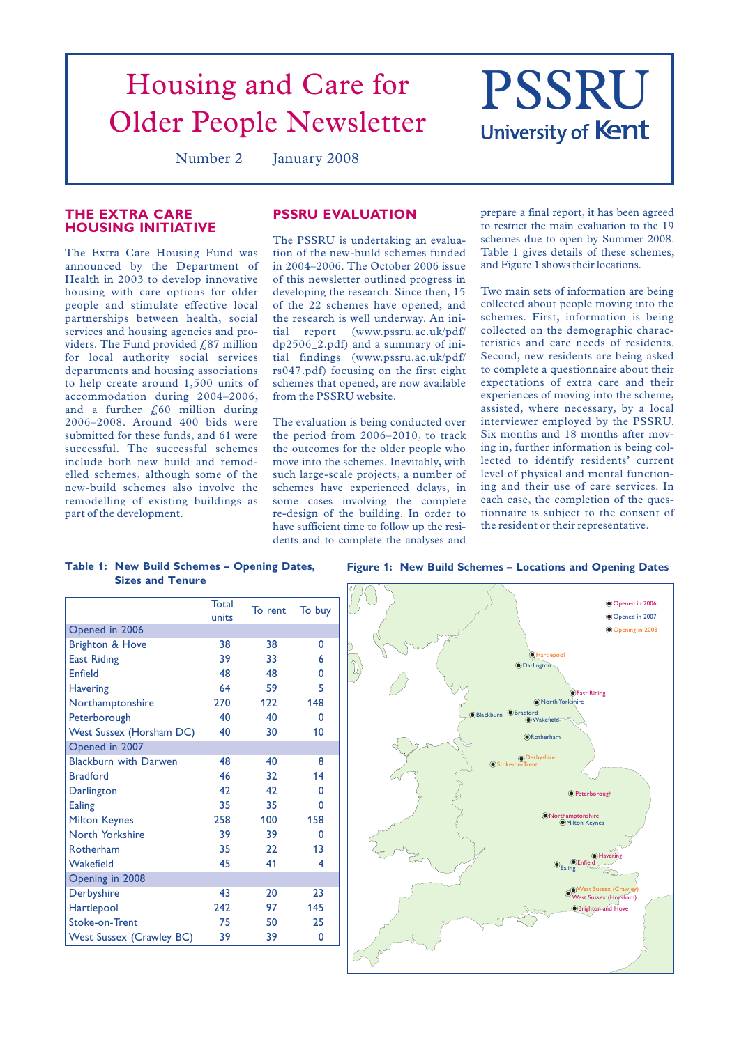# Housing and Care for Older People Newsletter

# PSSRU

University of Kent

Number 2 January 2008

## THE EXTRA CARE HOUSING INITIATIVE

The Extra Care Housing Fund was announced by the Department of Health in 2003 to develop innovative housing with care options for older people and stimulate effective local partnerships between health, social services and housing agencies and providers. The Fund provided £87 million for local authority social services departments and housing associations to help create around 1,500 units of accommodation during 2004–2006, and a further £60 million during 2006–2008. Around 400 bids were submitted for these funds, and 61 were successful. The successful schemes include both new build and remodelled schemes, although some of the new-build schemes also involve the remodelling of existing buildings as part of the development.

## PSSRU EVALUATION

The PSSRU is undertaking an evaluation of the new-build schemes funded in 2004–2006. The October 2006 issue of this newsletter outlined progress in developing the research. Since then, 15 of the 22 schemes have opened, and the research is well underway. An initial report (www.pssru.ac.uk/pdf/dp2506_2.pdf) and a summary of initial findings (www.pssru.ac.uk/pdf/rs047.pdf) focusing on the first eight schemes that opened, are now available from the PSSRU website.

The evaluation is being conducted over the period from 2006–2010, to track the outcomes for the older people who move into the schemes. Inevitably, with such large-scale projects, a number of schemes have experienced delays, in some cases involving the complete re-design of the building. In order to have sufficient time to follow up the residents and to complete the analyses and prepare a final report, it has been agreed to restrict the main evaluation to the 19 schemes due to open by Summer 2008. Table 1 gives details of these schemes, and Figure 1 shows their locations.

Two main sets of information are being collected about people moving into the schemes. First, information is being collected on the demographic characteristics and care needs of residents. Second, new residents are being asked to complete a questionnaire about their expectations of extra care and their experiences of moving into the scheme, assisted, where necessary, by a local interviewer employed by the PSSRU. Six months and 18 months after moving in, further information is being collected to identify residents' current level of physical and mental functioning and their use of care services. In each case, the completion of the questionnaire is subject to the consent of the resident or their representative.

**Table 1: New Build Schemes – Opening Dates, Sizes and Tenure**

| | Total units | To rent | To buy |
|---|---|---|---|
| **Opened in 2006** | | | |
| Brighton & Hove | 38 | 38 | 0 |
| East Riding | 39 | 33 | 6 |
| Enfield | 48 | 48 | 0 |
| Havering | 64 | 59 | 5 |
| Northamptonshire | 270 | 122 | 148 |
| Peterborough | 40 | 40 | 0 |
| West Sussex (Horsham DC) | 40 | 30 | 10 |
| **Opened in 2007** | | | |
| Blackburn with Darwen | 48 | 40 | 8 |
| Bradford | 46 | 32 | 14 |
| Darlington | 42 | 42 | 0 |
| Ealing | 35 | 35 | 0 |
| Milton Keynes | 258 | 100 | 158 |
| North Yorkshire | 39 | 39 | 0 |
| Rotherham | 35 | 22 | 13 |
| Wakefield | 45 | 41 | 4 |
| **Opening in 2008** | | | |
| Derbyshire | 43 | 20 | 23 |
| Hartlepool | 242 | 97 | 145 |
| Stoke-on-Trent | 75 | 50 | 25 |
| West Sussex (Crawley BC) | 39 | 39 | 0 |

**Figure 1: New Build Schemes – Locations and Opening Dates**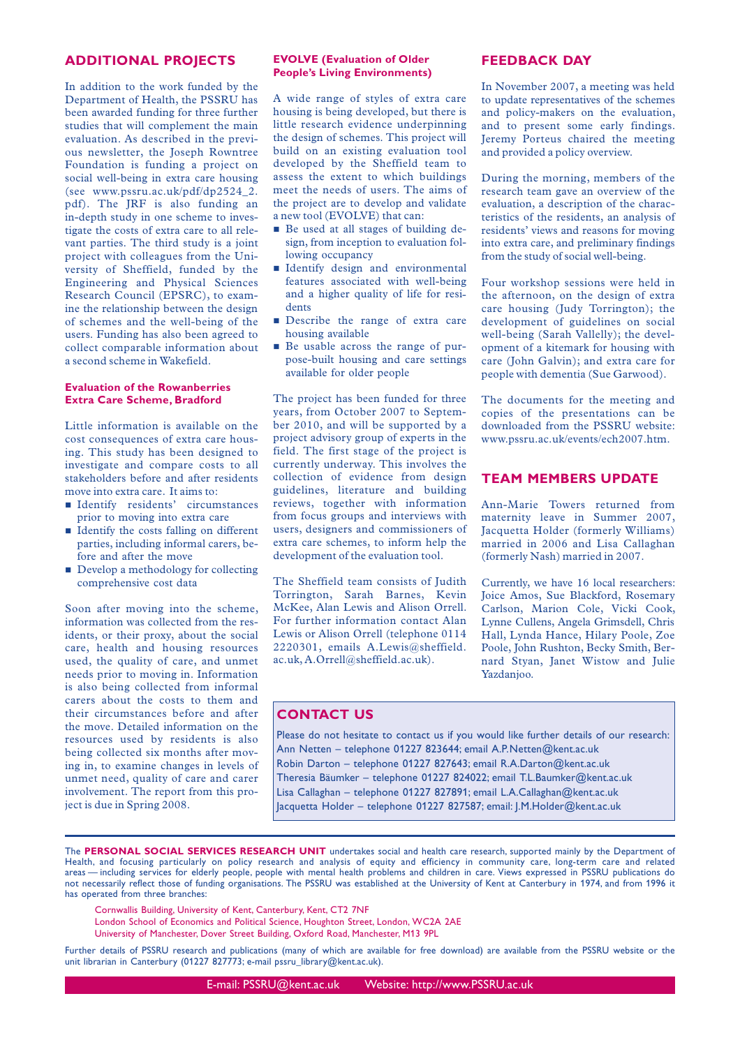## ADDITIONAL PROJECTS

In addition to the work funded by the Department of Health, the PSSRU has been awarded funding for three further studies that will complement the main evaluation. As described in the previous newsletter, the Joseph Rowntree Foundation is funding a project on social well-being in extra care housing (see www.pssru.ac.uk/pdf/dp2524_2.pdf). The JRF is also funding an in-depth study in one scheme to investigate the costs of extra care to all relevant parties. The third study is a joint project with colleagues from the University of Sheffield, funded by the Engineering and Physical Sciences Research Council (EPSRC), to examine the relationship between the design of schemes and the well-being of the users. Funding has also been agreed to collect comparable information about a second scheme in Wakefield.

### Evaluation of the Rowanberries Extra Care Scheme, Bradford

Little information is available on the cost consequences of extra care housing. This study has been designed to investigate and compare costs to all stakeholders before and after residents move into extra care. It aims to:

- Identify residents' circumstances prior to moving into extra care
- Identify the costs falling on different parties, including informal carers, before and after the move
- Develop a methodology for collecting comprehensive cost data

Soon after moving into the scheme, information was collected from the residents, or their proxy, about the social care, health and housing resources used, the quality of care, and unmet needs prior to moving in. Information is also being collected from informal carers about the costs to them and their circumstances before and after the move. Detailed information on the resources used by residents is also being collected six months after moving in, to examine changes in levels of unmet need, quality of care and carer involvement. The report from this project is due in Spring 2008.

### EVOLVE (Evaluation of Older People's Living Environments)

A wide range of styles of extra care housing is being developed, but there is little research evidence underpinning the design of schemes. This project will build on an existing evaluation tool developed by the Sheffield team to assess the extent to which buildings meet the needs of users. The aims of the project are to develop and validate a new tool (EVOLVE) that can:

- Be used at all stages of building design, from inception to evaluation following occupancy
- Identify design and environmental features associated with well-being and a higher quality of life for residents
- Describe the range of extra care housing available
- Be usable across the range of purpose-built housing and care settings available for older people

The project has been funded for three years, from October 2007 to September 2010, and will be supported by a project advisory group of experts in the field. The first stage of the project is currently underway. This involves the collection of evidence from design guidelines, literature and building reviews, together with information from focus groups and interviews with users, designers and commissioners of extra care schemes, to inform help the development of the evaluation tool.

The Sheffield team consists of Judith Torrington, Sarah Barnes, Kevin McKee, Alan Lewis and Alison Orrell. For further information contact Alan Lewis or Alison Orrell (telephone 0114 2220301, emails A.Lewis@sheffield.ac.uk, A.Orrell@sheffield.ac.uk).

## FEEDBACK DAY

In November 2007, a meeting was held to update representatives of the schemes and policy-makers on the evaluation, and to present some early findings. Jeremy Porteus chaired the meeting and provided a policy overview.

During the morning, members of the research team gave an overview of the evaluation, a description of the characteristics of the residents, an analysis of residents' views and reasons for moving into extra care, and preliminary findings from the study of social well-being.

Four workshop sessions were held in the afternoon, on the design of extra care housing (Judy Torrington); the development of guidelines on social well-being (Sarah Vallelly); the development of a kitemark for housing with care (John Galvin); and extra care for people with dementia (Sue Garwood).

The documents for the meeting and copies of the presentations can be downloaded from the PSSRU website: www.pssru.ac.uk/events/ech2007.htm.

## TEAM MEMBERS UPDATE

Ann-Marie Towers returned from maternity leave in Summer 2007, Jacquetta Holder (formerly Williams) married in 2006 and Lisa Callaghan (formerly Nash) married in 2007.

Currently, we have 16 local researchers: Joice Amos, Sue Blackford, Rosemary Carlson, Marion Cole, Vicki Cook, Lynne Cullens, Angela Grimsdell, Chris Hall, Lynda Hance, Hilary Poole, Zoe Poole, John Rushton, Becky Smith, Bernard Styan, Janet Wistow and Julie Yazdanjoo.

## CONTACT US

Please do not hesitate to contact us if you would like further details of our research:
Ann Netten – telephone 01227 823644; email A.P.Netten@kent.ac.uk
Robin Darton – telephone 01227 827643; email R.A.Darton@kent.ac.uk
Theresia Bäumker – telephone 01227 824022; email T.L.Baumker@kent.ac.uk
Lisa Callaghan – telephone 01227 827891; email L.A.Callaghan@kent.ac.uk
Jacquetta Holder – telephone 01227 827587; email: J.M.Holder@kent.ac.uk

The **PERSONAL SOCIAL SERVICES RESEARCH UNIT** undertakes social and health care research, supported mainly by the Department of Health, and focusing particularly on policy research and analysis of equity and efficiency in community care, long-term care and related areas — including services for elderly people, people with mental health problems and children in care. Views expressed in PSSRU publications do not necessarily reflect those of funding organisations. The PSSRU was established at the University of Kent at Canterbury in 1974, and from 1996 it has operated from three branches:

Cornwallis Building, University of Kent, Canterbury, Kent, CT2 7NF
London School of Economics and Political Science, Houghton Street, London, WC2A 2AE
University of Manchester, Dover Street Building, Oxford Road, Manchester, M13 9PL

Further details of PSSRU research and publications (many of which are available for free download) are available from the PSSRU website or the unit librarian in Canterbury (01227 827773; e-mail pssru_library@kent.ac.uk).

E-mail: PSSRU@kent.ac.uk Website: http://www.PSSRU.ac.uk